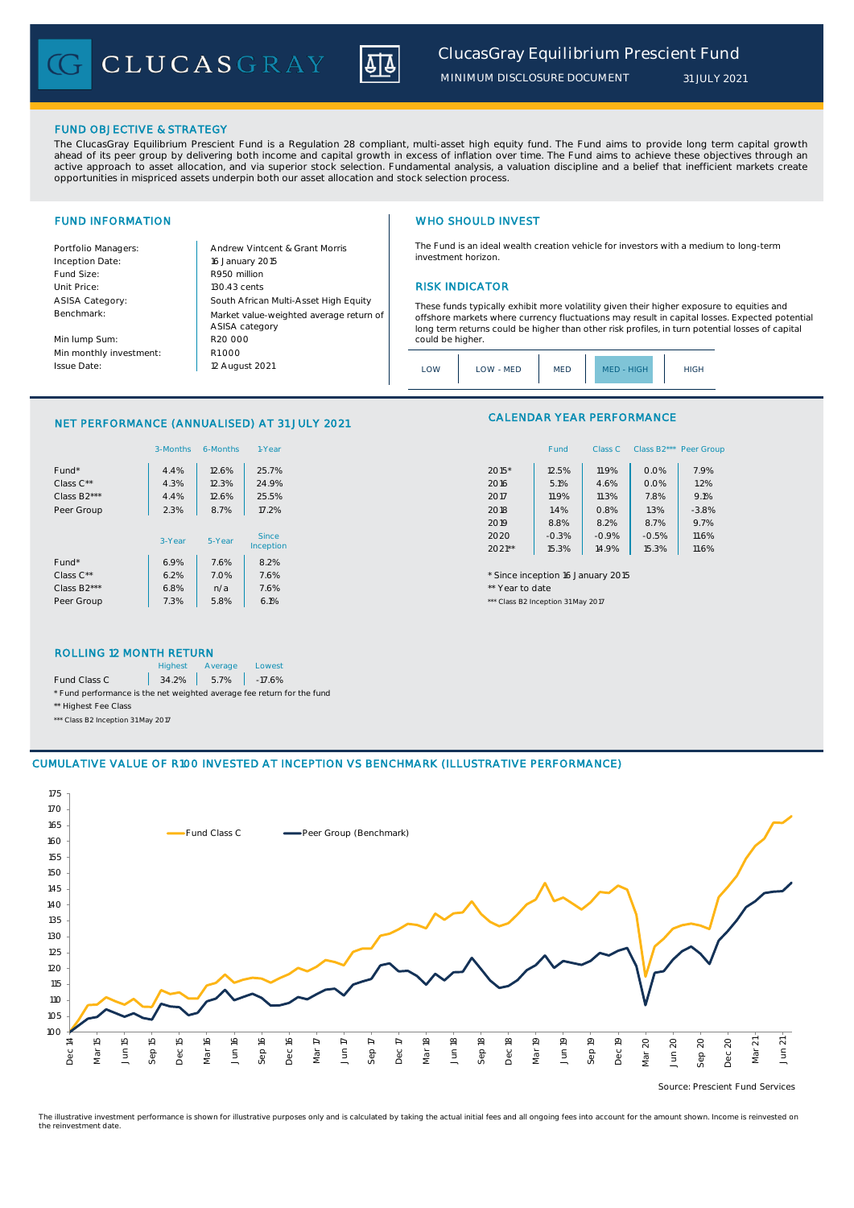# ClucasGray Equilibrium Prescient Fund

MINIMUM DISCLOSURE DOCUMENT 31 JULY 2021

## FUND OBJECTIVE & STRATEGY

The ClucasGray Equilibrium Prescient Fund is a Regulation 28 compliant, multi-asset high equity fund. The Fund aims to provide long term capital growth ahead of its peer group by delivering both income and capital growth in excess of inflation over time. The Fund aims to achieve these objectives through an active approach to asset allocation, and via superior stock selection. Fundamental analysis, a valuation discipline and a belief that inefficient markets create opportunities in mispriced assets underpin both our asset allocation and stock selection process.

## FUND INFORMATION

| | |
|---|---|
| Portfolio Managers: | Andrew Vintcent & Grant Morris |
| Inception Date: | 16 January 2015 |
| Fund Size: | R950 million |
| Unit Price: | 130.43 cents |
| ASISA Category: | South African Multi-Asset High Equity |
| Benchmark: | Market value-weighted average return of ASISA category |
| Min lump Sum: | R20 000 |
| Min monthly investment: | R1 000 |
| Issue Date: | 12 August 2021 |

## WHO SHOULD INVEST

The Fund is an ideal wealth creation vehicle for investors with a medium to long-term investment horizon.

## RISK INDICATOR

These funds typically exhibit more volatility given their higher exposure to equities and offshore markets where currency fluctuations may result in capital losses. Expected potential long term returns could be higher than other risk profiles, in turn potential losses of capital could be higher.

LOW | LOW - MED | MED | **MED - HIGH** | HIGH

## NET PERFORMANCE (ANNUALISED) AT 31 JULY 2021

| | 3-Months | 6-Months | 1-Year |
|---|---|---|---|
| Fund* | 4.4% | 12.6% | 25.7% |
| Class C** | 4.3% | 12.3% | 24.9% |
| Class B2*** | 4.4% | 12.6% | 25.5% |
| Peer Group | 2.3% | 8.7% | 17.2% |

| | 3-Year | 5-Year | Since Inception |
|---|---|---|---|
| Fund* | 6.9% | 7.6% | 8.2% |
| Class C** | 6.2% | 7.0% | 7.6% |
| Class B2*** | 6.8% | n/a | 7.6% |
| Peer Group | 7.3% | 5.8% | 6.1% |

## CALENDAR YEAR PERFORMANCE

| | Fund | Class C | Class B2*** | Peer Group |
|---|---|---|---|---|
| 2015* | 12.5% | 11.9% | 0.0% | 7.9% |
| 2016 | 5.1% | 4.6% | 0.0% | 1.2% |
| 2017 | 11.9% | 11.3% | 7.8% | 9.1% |
| 2018 | 1.4% | 0.8% | 1.3% | -3.8% |
| 2019 | 8.8% | 8.2% | 8.7% | 9.7% |
| 2020 | -0.3% | -0.9% | -0.5% | 11.6% |
| 2021** | 15.3% | 14.9% | 15.3% | 11.6% |

\* Since inception 16 January 2015

** Year to date

*** Class B2 Inception 31 May 2017

## ROLLING 12 MONTH RETURN

| | Highest | Average | Lowest |
|---|---|---|---|
| Fund Class C | 34.2% | 5.7% | -17.6% |

\* Fund performance is the net weighted average fee return for the fund

** Highest Fee Class

*** Class B2 Inception 31 May 2017

## CUMULATIVE VALUE OF R100 INVESTED AT INCEPTION VS BENCHMARK (ILLUSTRATIVE PERFORMANCE)

Fund Class C — Peer Group (Benchmark)

Source: Prescient Fund Services

The illustrative investment performance is shown for illustrative purposes only and is calculated by taking the actual initial fees and all ongoing fees into account for the amount shown. Income is reinvested on the reinvestment date.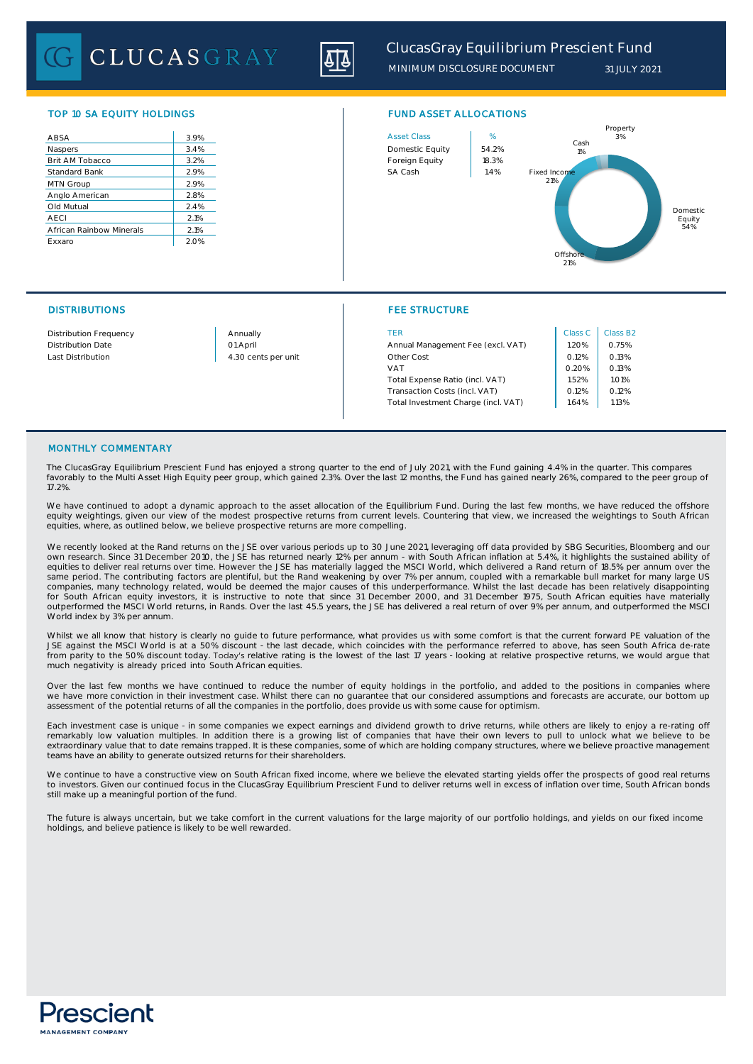# ClucasGray Equilibrium Prescient Fund

MINIMUM DISCLOSURE DOCUMENT 31 JULY 2021

## TOP 10 SA EQUITY HOLDINGS

| | |
|---|---|
| ABSA | 3.9% |
| Naspers | 3.4% |
| Brit AM Tobacco | 3.2% |
| Standard Bank | 2.9% |
| MTN Group | 2.9% |
| Anglo American | 2.8% |
| Old Mutual | 2.4% |
| AECI | 2.1% |
| African Rainbow Minerals | 2.1% |
| Exxaro | 2.0% |

## FUND ASSET ALLOCATIONS

| Asset Class | % |
|---|---|
| Domestic Equity | 54.2% |
| Foreign Equity | 18.3% |
| SA Cash | 1.4% |

Property 3%, Cash 1%, Fixed Income 21%, Domestic Equity 54%, Offshore 21%

## DISTRIBUTIONS

| | |
|---|---|
| Distribution Frequency | Annually |
| Distribution Date | 01 April |
| Last Distribution | 4.30 cents per unit |

## FEE STRUCTURE

| TER | Class C | Class B2 |
|---|---|---|
| Annual Management Fee (excl. VAT) | 1.20% | 0.75% |
| Other Cost | 0.12% | 0.13% |
| VAT | 0.20% | 0.13% |
| Total Expense Ratio (incl. VAT) | 1.52% | 1.01% |
| Transaction Costs (incl. VAT) | 0.12% | 0.12% |
| Total Investment Charge (incl. VAT) | 1.64% | 1.13% |

## MONTHLY COMMENTARY

The ClucasGray Equilibrium Prescient Fund has enjoyed a strong quarter to the end of July 2021, with the Fund gaining 4.4% in the quarter. This compares favorably to the Multi Asset High Equity peer group, which gained 2.3%. Over the last 12 months, the Fund has gained nearly 26%, compared to the peer group of 17.2%.

We have continued to adopt a dynamic approach to the asset allocation of the Equilibrium Fund. During the last few months, we have reduced the offshore equity weightings, given our view of the modest prospective returns from current levels. Countering that view, we increased the weightings to South African equities, where, as outlined below, we believe prospective returns are more compelling.

We recently looked at the Rand returns on the JSE over various periods up to 30 June 2021, leveraging off data provided by SBG Securities, Bloomberg and our own research. Since 31 December 2010, the JSE has returned nearly 12% per annum - with South African inflation at 5.4%, it highlights the sustained ability of equities to deliver real returns over time. However the JSE has materially lagged the MSCI World, which delivered a Rand return of 18.5% per annum over the same period. The contributing factors are plentiful, but the Rand weakening by over 7% per annum, coupled with a remarkable bull market for many large US companies, many technology related, would be deemed the major causes of this underperformance. Whilst the last decade has been relatively disappointing for South African equity investors, it is instructive to note that since 31 December 2000, and 31 December 1975, South African equities have materially outperformed the MSCI World returns, in Rands. Over the last 45.5 years, the JSE has delivered a real return of over 9% per annum, and outperformed the MSCI World index by 3% per annum.

Whilst we all know that history is clearly no guide to future performance, what provides us with some comfort is that the current forward PE valuation of the JSE against the MSCI World is at a 50% discount - the last decade, which coincides with the performance referred to above, has seen South Africa de-rate from parity to the 50% discount today. Today's relative rating is the lowest of the last 17 years - looking at relative prospective returns, we would argue that much negativity is already priced into South African equities.

Over the last few months we have continued to reduce the number of equity holdings in the portfolio, and added to the positions in companies where we have more conviction in their investment case. Whilst there can no guarantee that our considered assumptions and forecasts are accurate, our bottom up assessment of the potential returns of all the companies in the portfolio, does provide us with some cause for optimism.

Each investment case is unique - in some companies we expect earnings and dividend growth to drive returns, while others are likely to enjoy a re-rating off remarkably low valuation multiples. In addition there is a growing list of companies that have their own levers to pull to unlock what we believe to be extraordinary value that to date remains trapped. It is these companies, some of which are holding company structures, where we believe proactive management teams have an ability to generate outsized returns for their shareholders.

We continue to have a constructive view on South African fixed income, where we believe the elevated starting yields offer the prospects of good real returns to investors. Given our continued focus in the ClucasGray Equilibrium Prescient Fund to deliver returns well in excess of inflation over time, South African bonds still make up a meaningful portion of the fund.

The future is always uncertain, but we take comfort in the current valuations for the large majority of our portfolio holdings, and yields on our fixed income holdings, and believe patience is likely to be well rewarded.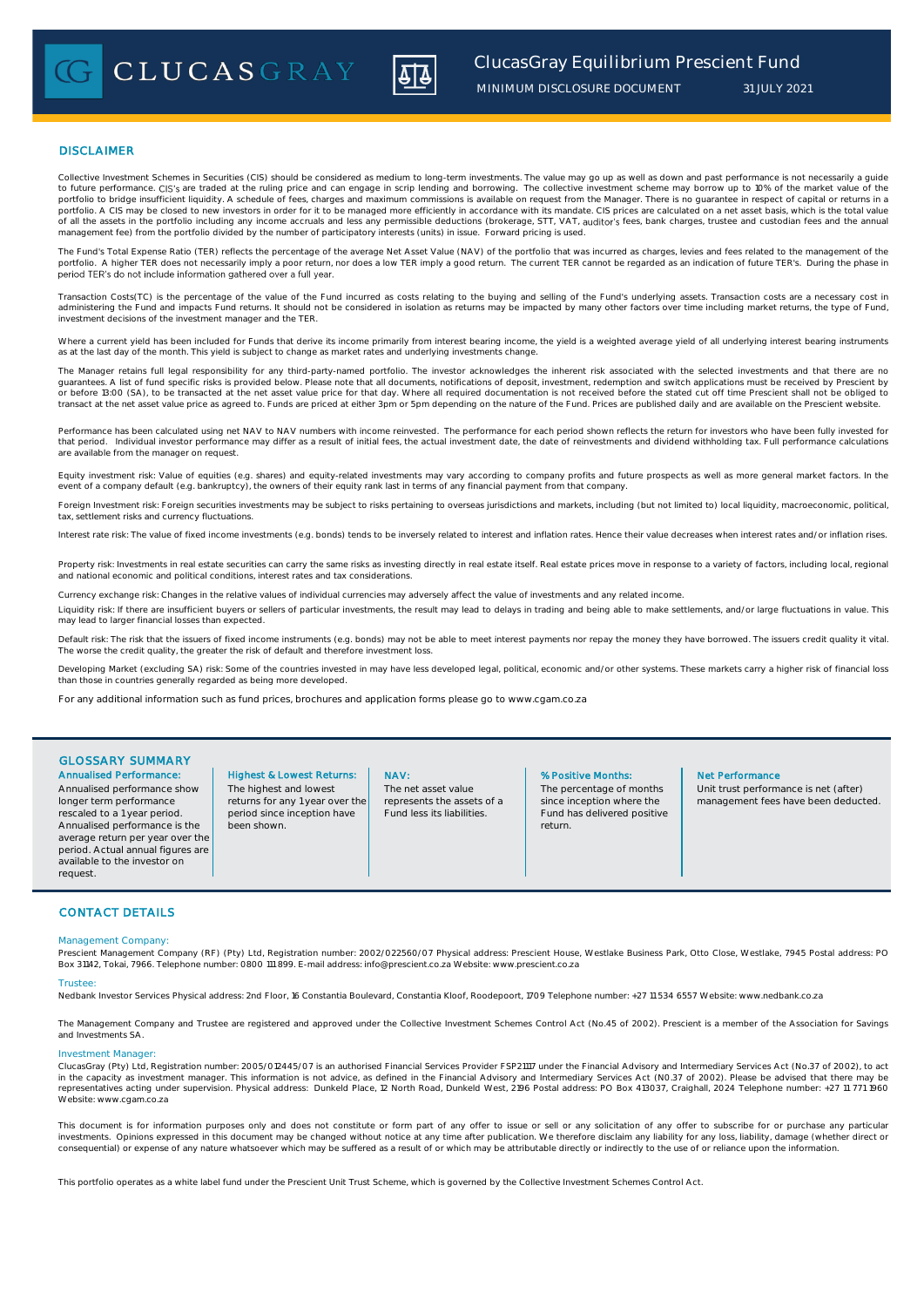# ClucasGray Equilibrium Prescient Fund

MINIMUM DISCLOSURE DOCUMENT 31 JULY 2021

## DISCLAIMER

Collective Investment Schemes in Securities (CIS) should be considered as medium to long-term investments. The value may go up as well as down and past performance is not necessarily a guide to future performance. CIS's are traded at the ruling price and can engage in scrip lending and borrowing. The collective investment scheme may borrow up to 10% of the market value of the portfolio to bridge insufficient liquidity. A schedule of fees, charges and maximum commissions is available on request from the Manager. There is no guarantee in respect of capital or returns in a portfolio. A CIS may be closed to new investors in order for it to be managed more efficiently in accordance with its mandate. CIS prices are calculated on a net asset basis, which is the total value of all the assets in the portfolio including any income accruals and less any permissible deductions (brokerage, STT, VAT, auditor's fees, bank charges, trustee and custodian fees and the annual management fee) from the portfolio divided by the number of participatory interests (units) in issue. Forward pricing is used.

The Fund's Total Expense Ratio (TER) reflects the percentage of the average Net Asset Value (NAV) of the portfolio that was incurred as charges, levies and fees related to the management of the portfolio. A higher TER does not necessarily imply a poor return, nor does a low TER imply a good return. The current TER cannot be regarded as an indication of future TER's. During the phase in period TER's do not include information gathered over a full year.

Transaction Costs(TC) is the percentage of the value of the Fund incurred as costs relating to the buying and selling of the Fund's underlying assets. Transaction costs are a necessary cost in administering the Fund and impacts Fund returns. It should not be considered in isolation as returns may be impacted by many other factors over time including market returns, the type of Fund, investment decisions of the investment manager and the TER.

Where a current yield has been included for Funds that derive its income primarily from interest bearing income, the yield is a weighted average yield of all underlying interest bearing instruments as at the last day of the month. This yield is subject to change as market rates and underlying investments change.

The Manager retains full legal responsibility for any third-party-named portfolio. The investor acknowledges the inherent risk associated with the selected investments and that there are no guarantees. A list of fund specific risks is provided below. Please note that all documents, notifications of deposit, investment, redemption and switch applications must be received by Prescient by or before 13:00 (SA), to be transacted at the net asset value price for that day. Where all required documentation is not received before the stated cut off time Prescient shall not be obliged to transact at the net asset value price as agreed to. Funds are priced at either 3pm or 5pm depending on the nature of the Fund. Prices are published daily and are available on the Prescient website.

Performance has been calculated using net NAV to NAV numbers with income reinvested. The performance for each period shown reflects the return for investors who have been fully invested for that period. Individual investor performance may differ as a result of initial fees, the actual investment date, the date of reinvestments and dividend withholding tax. Full performance calculations are available from the manager on request.

Equity investment risk: Value of equities (e.g. shares) and equity-related investments may vary according to company profits and future prospects as well as more general market factors. In the event of a company default (e.g. bankruptcy), the owners of their equity rank last in terms of any financial payment from that company.

Foreign Investment risk: Foreign securities investments may be subject to risks pertaining to overseas jurisdictions and markets, including (but not limited to) local liquidity, macroeconomic, political, tax, settlement risks and currency fluctuations.

Interest rate risk: The value of fixed income investments (e.g. bonds) tends to be inversely related to interest and inflation rates. Hence their value decreases when interest rates and/or inflation rises.

Property risk: Investments in real estate securities can carry the same risks as investing directly in real estate itself. Real estate prices move in response to a variety of factors, including local, regional and national economic and political conditions, interest rates and tax considerations.

Currency exchange risk: Changes in the relative values of individual currencies may adversely affect the value of investments and any related income.

Liquidity risk: If there are insufficient buyers or sellers of particular investments, the result may lead to delays in trading and being able to make settlements, and/or large fluctuations in value. This may lead to larger financial losses than expected.

Default risk: The risk that the issuers of fixed income instruments (e.g. bonds) may not be able to meet interest payments nor repay the money they have borrowed. The issuers credit quality it vital. The worse the credit quality, the greater the risk of default and therefore investment loss.

Developing Market (excluding SA) risk: Some of the countries invested in may have less developed legal, political, economic and/or other systems. These markets carry a higher risk of financial loss than those in countries generally regarded as being more developed.

For any additional information such as fund prices, brochures and application forms please go to www.cgam.co.za

## GLOSSARY SUMMARY

**Annualised Performance:** Annualised performance show longer term performance rescaled to a 1 year period. Annualised performance is the average return per year over the period. Actual annual figures are available to the investor on request.

**Highest & Lowest Returns:** The highest and lowest returns for any 1 year over the period since inception have been shown.

**NAV:** The net asset value represents the assets of a Fund less its liabilities.

**% Positive Months:** The percentage of months since inception where the Fund has delivered positive return.

**Net Performance:** Unit trust performance is net (after) management fees have been deducted.

## CONTACT DETAILS

### Management Company:

Prescient Management Company (RF) (Pty) Ltd, Registration number: 2002/022560/07 Physical address: Prescient House, Westlake Business Park, Otto Close, Westlake, 7945 Postal address: PO Box 31142, Tokai, 7966. Telephone number: 0800 111 899. E-mail address: info@prescient.co.za Website: www.prescient.co.za

### Trustee:

Nedbank Investor Services Physical address: 2nd Floor, 16 Constantia Boulevard, Constantia Kloof, Roodepoort, 1709 Telephone number: +27 11 534 6557 Website: www.nedbank.co.za

The Management Company and Trustee are registered and approved under the Collective Investment Schemes Control Act (No.45 of 2002). Prescient is a member of the Association for Savings and Investments SA.

### Investment Manager:

ClucasGray (Pty) Ltd, Registration number: 2005/012445/07 is an authorised Financial Services Provider FSP21117 under the Financial Advisory and Intermediary Services Act (No.37 of 2002), to act in the capacity as investment manager. This information is not advice, as defined in the Financial Advisory and Intermediary Services Act (NO.37 of 2002). Please be advised that there may be representatives acting under supervision. Physical address: Dunkeld Place, 12 North Road, Dunkeld West, 2196 Postal address: PO Box 413037, Craighall, 2024 Telephone number: +27 11 771 1960 Website: www.cgam.co.za

This document is for information purposes only and does not constitute or form part of any offer to issue or sell or any solicitation of any offer to subscribe for or purchase any particular investments. Opinions expressed in this document may be changed without notice at any time after publication. We therefore disclaim any liability for any loss, liability, damage (whether direct or consequential) or expense of any nature whatsoever which may be suffered as a result of or which may be attributable directly or indirectly to the use of or reliance upon the information.

This portfolio operates as a white label fund under the Prescient Unit Trust Scheme, which is governed by the Collective Investment Schemes Control Act.